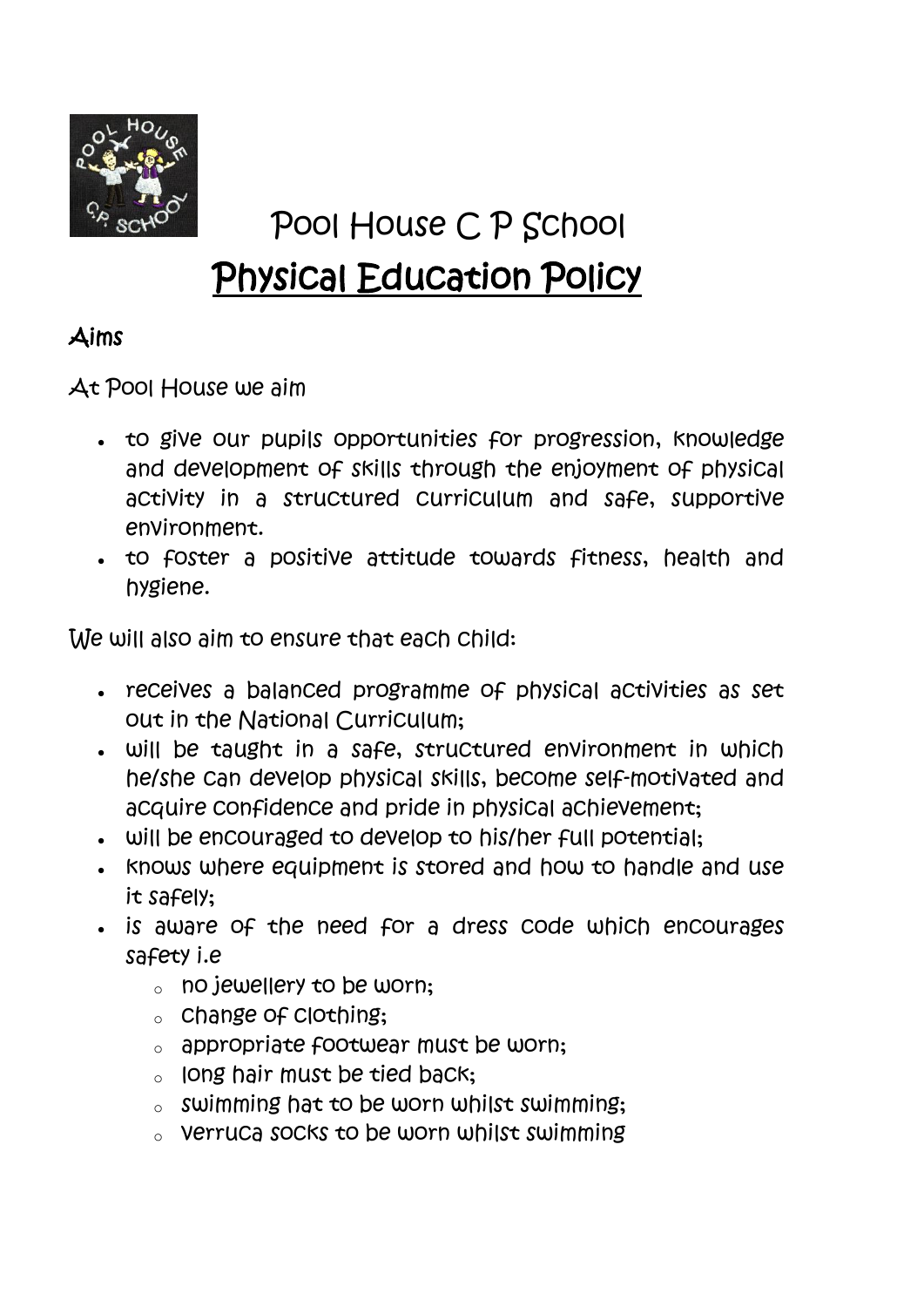# Pool House C P School

## Physical Education Policy

### Aims

At Pool House we aim

- to give our pupils opportunities for progression, knowledge and development of skills through the enjoyment of physical activity in a structured curriculum and safe, supportive environment.
- to foster a positive attitude towards fitness, health and hygiene.

We will also aim to ensure that each child:

- receives a balanced programme of physical activities as set out in the National Curriculum;
- will be taught in a safe, structured environment in which he/she can develop physical skills, become self-motivated and acquire confidence and pride in physical achievement;
- will be encouraged to develop to his/her full potential;
- knows where equipment is stored and how to handle and use it safely;
- is aware of the need for a dress code which encourages safety i.e
  - no jewellery to be worn;
  - change of clothing;
  - appropriate footwear must be worn;
  - long hair must be tied back;
  - swimming hat to be worn whilst swimming;
  - verruca socks to be worn whilst swimming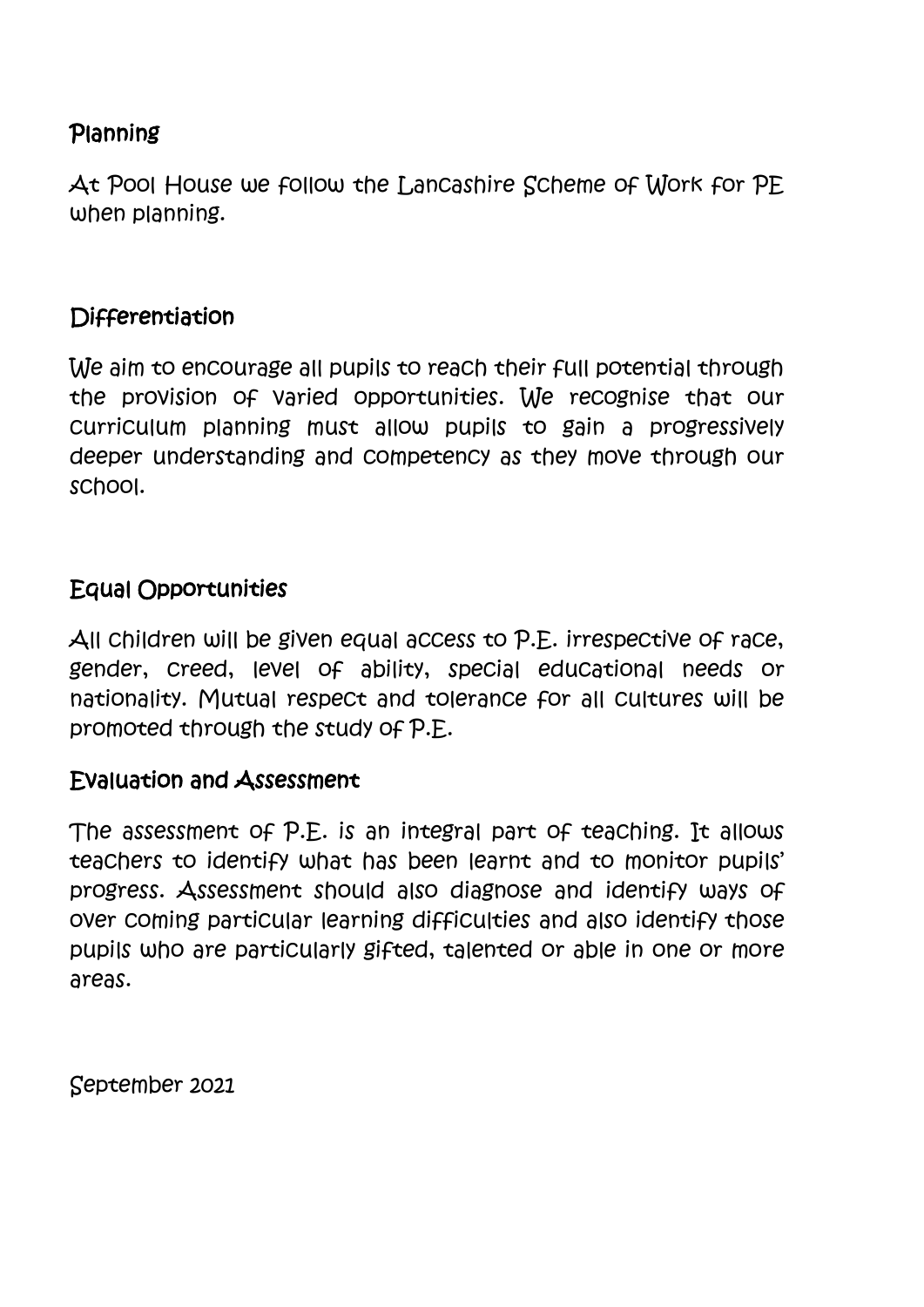## Planning

At Pool House we follow the Lancashire Scheme of Work for PE when planning.

## Differentiation

We aim to encourage all pupils to reach their full potential through the provision of varied opportunities. We recognise that our curriculum planning must allow pupils to gain a progressively deeper understanding and competency as they move through our school.

## Equal Opportunities

All children will be given equal access to P.E. irrespective of race, gender, creed, level of ability, special educational needs or nationality. Mutual respect and tolerance for all cultures will be promoted through the study of P.E.

## Evaluation and Assessment

The assessment of P.E. is an integral part of teaching. It allows teachers to identify what has been learnt and to monitor pupils' progress. Assessment should also diagnose and identify ways of over coming particular learning difficulties and also identify those pupils who are particularly gifted, talented or able in one or more areas.

September 2021